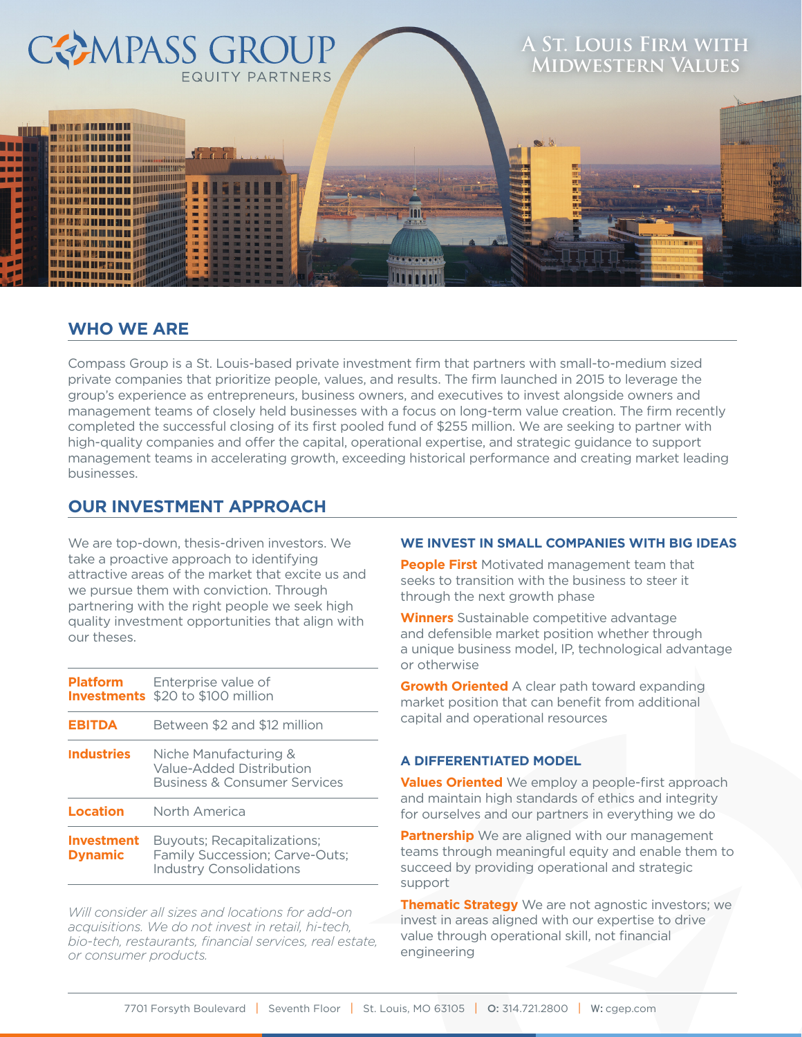# COMPASS GROUP
EQUITY PARTNERS

**A St. Louis Firm with Midwestern Values**

## WHO WE ARE

Compass Group is a St. Louis-based private investment firm that partners with small-to-medium sized private companies that prioritize people, values, and results. The firm launched in 2015 to leverage the group's experience as entrepreneurs, business owners, and executives to invest alongside owners and management teams of closely held businesses with a focus on long-term value creation. The firm recently completed the successful closing of its first pooled fund of $255 million. We are seeking to partner with high-quality companies and offer the capital, operational expertise, and strategic guidance to support management teams in accelerating growth, exceeding historical performance and creating market leading businesses.

## OUR INVESTMENT APPROACH

We are top-down, thesis-driven investors. We take a proactive approach to identifying attractive areas of the market that excite us and we pursue them with conviction. Through partnering with the right people we seek high quality investment opportunities that align with our theses.

| | |
|---|---|
| **Platform Investments** | Enterprise value of $20 to $100 million |
| **EBITDA** | Between $2 and $12 million |
| **Industries** | Niche Manufacturing & Value-Added Distribution<br>Business & Consumer Services |
| **Location** | North America |
| **Investment Dynamic** | Buyouts; Recapitalizations; Family Succession; Carve-Outs; Industry Consolidations |

*Will consider all sizes and locations for add-on acquisitions. We do not invest in retail, hi-tech, bio-tech, restaurants, financial services, real estate, or consumer products.*

### WE INVEST IN SMALL COMPANIES WITH BIG IDEAS

**People First** Motivated management team that seeks to transition with the business to steer it through the next growth phase

**Winners** Sustainable competitive advantage and defensible market position whether through a unique business model, IP, technological advantage or otherwise

**Growth Oriented** A clear path toward expanding market position that can benefit from additional capital and operational resources

### A DIFFERENTIATED MODEL

**Values Oriented** We employ a people-first approach and maintain high standards of ethics and integrity for ourselves and our partners in everything we do

**Partnership** We are aligned with our management teams through meaningful equity and enable them to succeed by providing operational and strategic support

**Thematic Strategy** We are not agnostic investors; we invest in areas aligned with our expertise to drive value through operational skill, not financial engineering

7701 Forsyth Boulevard | Seventh Floor | St. Louis, MO 63105 | **O:** 314.721.2800 | **W:** cgep.com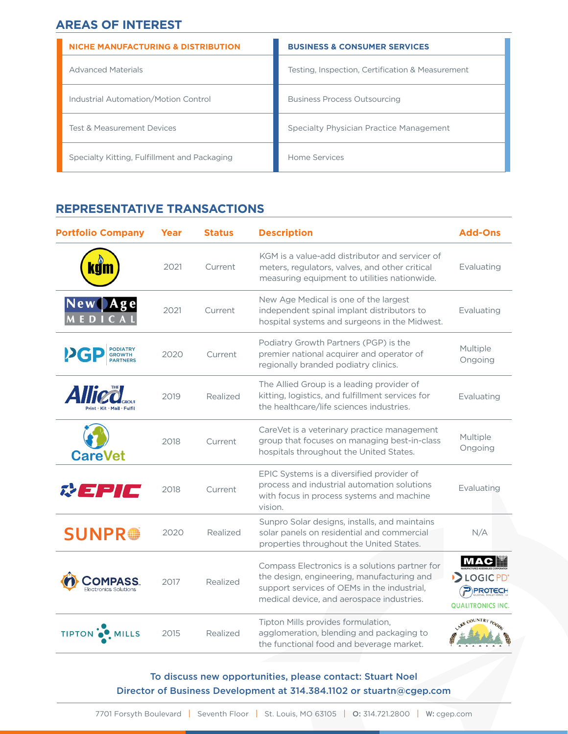## AREAS OF INTEREST

| NICHE MANUFACTURING & DISTRIBUTION | BUSINESS & CONSUMER SERVICES |
|---|---|
| Advanced Materials | Testing, Inspection, Certification & Measurement |
| Industrial Automation/Motion Control | Business Process Outsourcing |
| Test & Measurement Devices | Specialty Physician Practice Management |
| Specialty Kitting, Fulfillment and Packaging | Home Services |

## REPRESENTATIVE TRANSACTIONS

| Portfolio Company | Year | Status | Description | Add-Ons |
|---|---|---|---|---|
| kgm | 2021 | Current | KGM is a value-add distributor and servicer of meters, regulators, valves, and other critical measuring equipment to utilities nationwide. | Evaluating |
| New Age Medical | 2021 | Current | New Age Medical is one of the largest independent spinal implant distributors to hospital systems and surgeons in the Midwest. | Evaluating |
| PGP Podiatry Growth Partners | 2020 | Current | Podiatry Growth Partners (PGP) is the premier national acquirer and operator of regionally branded podiatry clinics. | Multiple Ongoing |
| The Allied Group (Print • Kit • Mail • Fulfil) | 2019 | Realized | The Allied Group is a leading provider of kitting, logistics, and fulfillment services for the healthcare/life sciences industries. | Evaluating |
| CareVet | 2018 | Current | CareVet is a veterinary practice management group that focuses on managing best-in-class hospitals throughout the United States. | Multiple Ongoing |
| EPIC | 2018 | Current | EPIC Systems is a diversified provider of process and industrial automation solutions with focus in process systems and machine vision. | Evaluating |
| SUNPRO | 2020 | Realized | Sunpro Solar designs, installs, and maintains solar panels on residential and commercial properties throughout the United States. | N/A |
| Compass Electronics Solutions | 2017 | Realized | Compass Electronics is a solutions partner for the design, engineering, manufacturing and support services of OEMs in the industrial, medical device, and aerospace industries. | MAC Manufactured Assemblies Corporation; LogicPD; Protech Global Solutions; Qualitronics Inc. |
| Tipton Mills | 2015 | Realized | Tipton Mills provides formulation, agglomeration, blending and packaging to the functional food and beverage market. | Lake Country Foods |

**To discuss new opportunities, please contact: Stuart Noel**
**Director of Business Development at 314.384.1102 or stuartn@cgep.com**

7701 Forsyth Boulevard | Seventh Floor | St. Louis, MO 63105 | **O:** 314.721.2800 | **W:** cgep.com